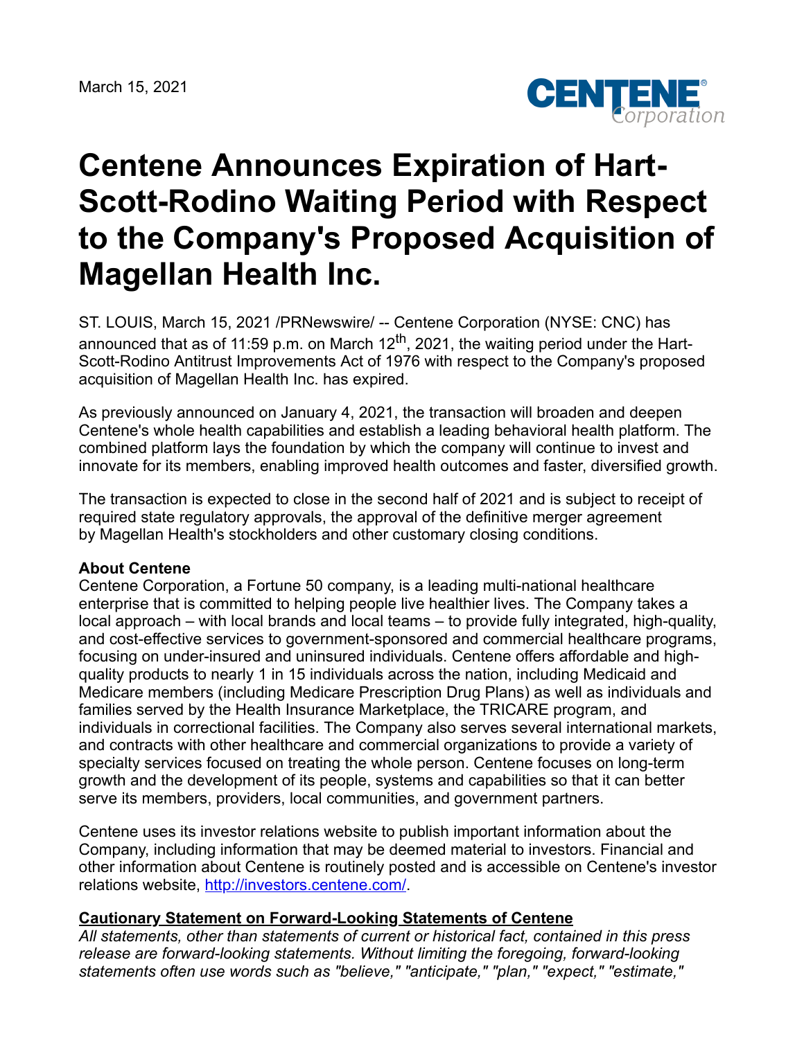March 15, 2021

# Centene Announces Expiration of Hart-Scott-Rodino Waiting Period with Respect to the Company's Proposed Acquisition of Magellan Health Inc.

ST. LOUIS, March 15, 2021 /PRNewswire/ -- Centene Corporation (NYSE: CNC) has announced that as of 11:59 p.m. on March 12th, 2021, the waiting period under the Hart-Scott-Rodino Antitrust Improvements Act of 1976 with respect to the Company's proposed acquisition of Magellan Health Inc. has expired.

As previously announced on January 4, 2021, the transaction will broaden and deepen Centene's whole health capabilities and establish a leading behavioral health platform. The combined platform lays the foundation by which the company will continue to invest and innovate for its members, enabling improved health outcomes and faster, diversified growth.

The transaction is expected to close in the second half of 2021 and is subject to receipt of required state regulatory approvals, the approval of the definitive merger agreement by Magellan Health's stockholders and other customary closing conditions.

**About Centene**

Centene Corporation, a Fortune 50 company, is a leading multi-national healthcare enterprise that is committed to helping people live healthier lives. The Company takes a local approach – with local brands and local teams – to provide fully integrated, high-quality, and cost-effective services to government-sponsored and commercial healthcare programs, focusing on under-insured and uninsured individuals. Centene offers affordable and high-quality products to nearly 1 in 15 individuals across the nation, including Medicaid and Medicare members (including Medicare Prescription Drug Plans) as well as individuals and families served by the Health Insurance Marketplace, the TRICARE program, and individuals in correctional facilities. The Company also serves several international markets, and contracts with other healthcare and commercial organizations to provide a variety of specialty services focused on treating the whole person. Centene focuses on long-term growth and the development of its people, systems and capabilities so that it can better serve its members, providers, local communities, and government partners.

Centene uses its investor relations website to publish important information about the Company, including information that may be deemed material to investors. Financial and other information about Centene is routinely posted and is accessible on Centene's investor relations website, http://investors.centene.com/.

**Cautionary Statement on Forward-Looking Statements of Centene**

*All statements, other than statements of current or historical fact, contained in this press release are forward-looking statements. Without limiting the foregoing, forward-looking statements often use words such as "believe," "anticipate," "plan," "expect," "estimate,"*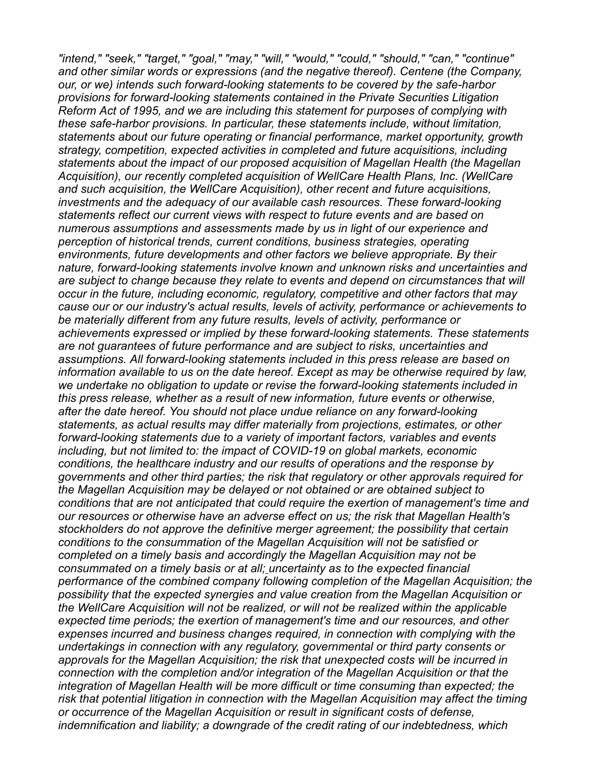*"intend," "seek," "target," "goal," "may," "will," "would," "could," "should," "can," "continue" and other similar words or expressions (and the negative thereof). Centene (the Company, our, or we) intends such forward-looking statements to be covered by the safe-harbor provisions for forward-looking statements contained in the Private Securities Litigation Reform Act of 1995, and we are including this statement for purposes of complying with these safe-harbor provisions. In particular, these statements include, without limitation, statements about our future operating or financial performance, market opportunity, growth strategy, competition, expected activities in completed and future acquisitions, including statements about the impact of our proposed acquisition of Magellan Health (the Magellan Acquisition), our recently completed acquisition of WellCare Health Plans, Inc. (WellCare and such acquisition, the WellCare Acquisition), other recent and future acquisitions, investments and the adequacy of our available cash resources. These forward-looking statements reflect our current views with respect to future events and are based on numerous assumptions and assessments made by us in light of our experience and perception of historical trends, current conditions, business strategies, operating environments, future developments and other factors we believe appropriate. By their nature, forward-looking statements involve known and unknown risks and uncertainties and are subject to change because they relate to events and depend on circumstances that will occur in the future, including economic, regulatory, competitive and other factors that may cause our or our industry's actual results, levels of activity, performance or achievements to be materially different from any future results, levels of activity, performance or achievements expressed or implied by these forward-looking statements. These statements are not guarantees of future performance and are subject to risks, uncertainties and assumptions. All forward-looking statements included in this press release are based on information available to us on the date hereof. Except as may be otherwise required by law, we undertake no obligation to update or revise the forward-looking statements included in this press release, whether as a result of new information, future events or otherwise, after the date hereof. You should not place undue reliance on any forward-looking statements, as actual results may differ materially from projections, estimates, or other forward-looking statements due to a variety of important factors, variables and events including, but not limited to: the impact of COVID-19 on global markets, economic conditions, the healthcare industry and our results of operations and the response by governments and other third parties; the risk that regulatory or other approvals required for the Magellan Acquisition may be delayed or not obtained or are obtained subject to conditions that are not anticipated that could require the exertion of management's time and our resources or otherwise have an adverse effect on us; the risk that Magellan Health's stockholders do not approve the definitive merger agreement; the possibility that certain conditions to the consummation of the Magellan Acquisition will not be satisfied or completed on a timely basis and accordingly the Magellan Acquisition may not be consummated on a timely basis or at all; uncertainty as to the expected financial performance of the combined company following completion of the Magellan Acquisition; the possibility that the expected synergies and value creation from the Magellan Acquisition or the WellCare Acquisition will not be realized, or will not be realized within the applicable expected time periods; the exertion of management's time and our resources, and other expenses incurred and business changes required, in connection with complying with the undertakings in connection with any regulatory, governmental or third party consents or approvals for the Magellan Acquisition; the risk that unexpected costs will be incurred in connection with the completion and/or integration of the Magellan Acquisition or that the integration of Magellan Health will be more difficult or time consuming than expected; the risk that potential litigation in connection with the Magellan Acquisition may affect the timing or occurrence of the Magellan Acquisition or result in significant costs of defense, indemnification and liability; a downgrade of the credit rating of our indebtedness, which*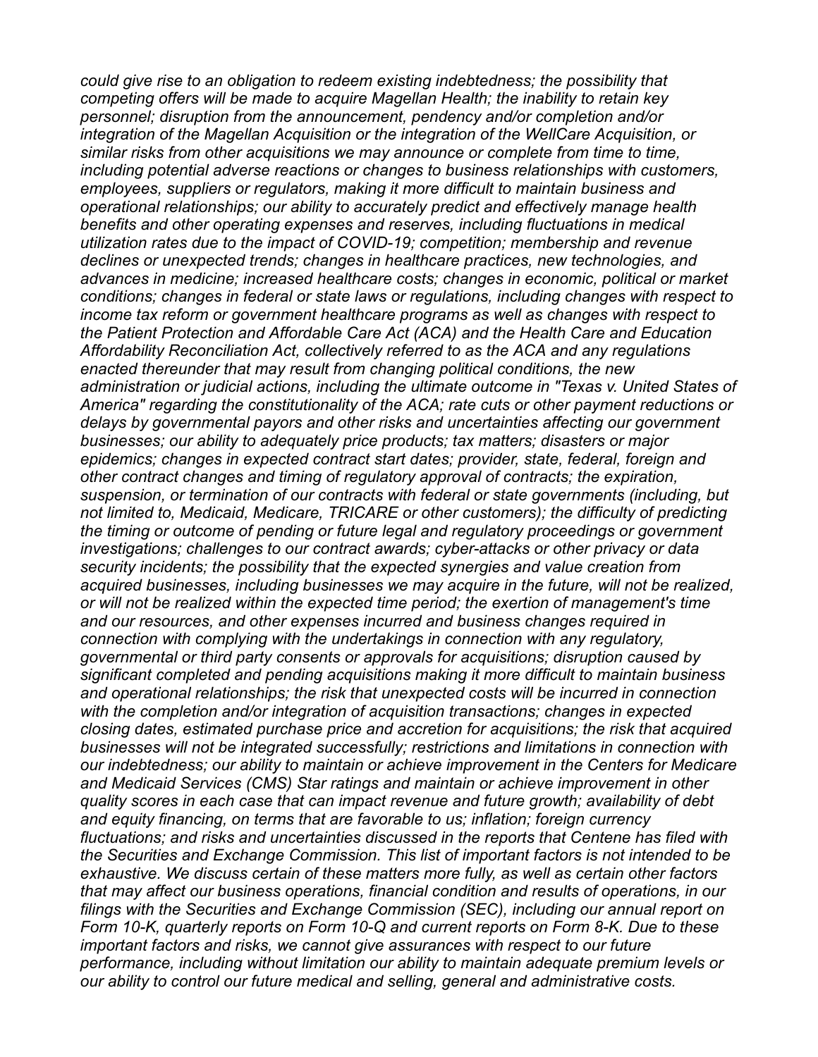*could give rise to an obligation to redeem existing indebtedness; the possibility that competing offers will be made to acquire Magellan Health; the inability to retain key personnel; disruption from the announcement, pendency and/or completion and/or integration of the Magellan Acquisition or the integration of the WellCare Acquisition, or similar risks from other acquisitions we may announce or complete from time to time, including potential adverse reactions or changes to business relationships with customers, employees, suppliers or regulators, making it more difficult to maintain business and operational relationships; our ability to accurately predict and effectively manage health benefits and other operating expenses and reserves, including fluctuations in medical utilization rates due to the impact of COVID-19; competition; membership and revenue declines or unexpected trends; changes in healthcare practices, new technologies, and advances in medicine; increased healthcare costs; changes in economic, political or market conditions; changes in federal or state laws or regulations, including changes with respect to income tax reform or government healthcare programs as well as changes with respect to the Patient Protection and Affordable Care Act (ACA) and the Health Care and Education Affordability Reconciliation Act, collectively referred to as the ACA and any regulations enacted thereunder that may result from changing political conditions, the new administration or judicial actions, including the ultimate outcome in "Texas v. United States of America" regarding the constitutionality of the ACA; rate cuts or other payment reductions or delays by governmental payors and other risks and uncertainties affecting our government businesses; our ability to adequately price products; tax matters; disasters or major epidemics; changes in expected contract start dates; provider, state, federal, foreign and other contract changes and timing of regulatory approval of contracts; the expiration, suspension, or termination of our contracts with federal or state governments (including, but not limited to, Medicaid, Medicare, TRICARE or other customers); the difficulty of predicting the timing or outcome of pending or future legal and regulatory proceedings or government investigations; challenges to our contract awards; cyber-attacks or other privacy or data security incidents; the possibility that the expected synergies and value creation from acquired businesses, including businesses we may acquire in the future, will not be realized, or will not be realized within the expected time period; the exertion of management's time and our resources, and other expenses incurred and business changes required in connection with complying with the undertakings in connection with any regulatory, governmental or third party consents or approvals for acquisitions; disruption caused by significant completed and pending acquisitions making it more difficult to maintain business and operational relationships; the risk that unexpected costs will be incurred in connection with the completion and/or integration of acquisition transactions; changes in expected closing dates, estimated purchase price and accretion for acquisitions; the risk that acquired businesses will not be integrated successfully; restrictions and limitations in connection with our indebtedness; our ability to maintain or achieve improvement in the Centers for Medicare and Medicaid Services (CMS) Star ratings and maintain or achieve improvement in other quality scores in each case that can impact revenue and future growth; availability of debt and equity financing, on terms that are favorable to us; inflation; foreign currency fluctuations; and risks and uncertainties discussed in the reports that Centene has filed with the Securities and Exchange Commission. This list of important factors is not intended to be exhaustive. We discuss certain of these matters more fully, as well as certain other factors that may affect our business operations, financial condition and results of operations, in our filings with the Securities and Exchange Commission (SEC), including our annual report on Form 10-K, quarterly reports on Form 10-Q and current reports on Form 8-K. Due to these important factors and risks, we cannot give assurances with respect to our future performance, including without limitation our ability to maintain adequate premium levels or our ability to control our future medical and selling, general and administrative costs.*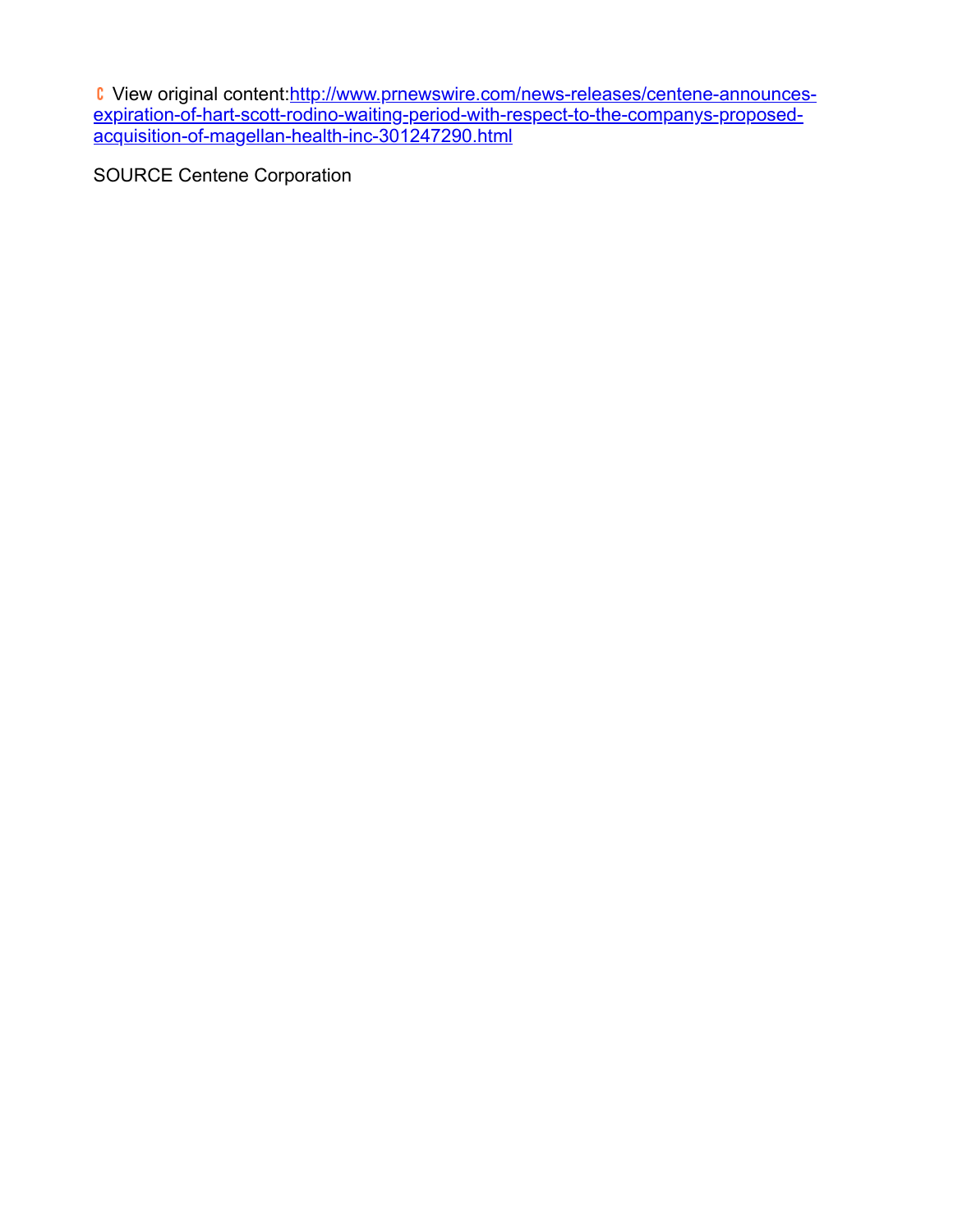View original content:http://www.prnewswire.com/news-releases/centene-announces-expiration-of-hart-scott-rodino-waiting-period-with-respect-to-the-companys-proposed-acquisition-of-magellan-health-inc-301247290.html

SOURCE Centene Corporation